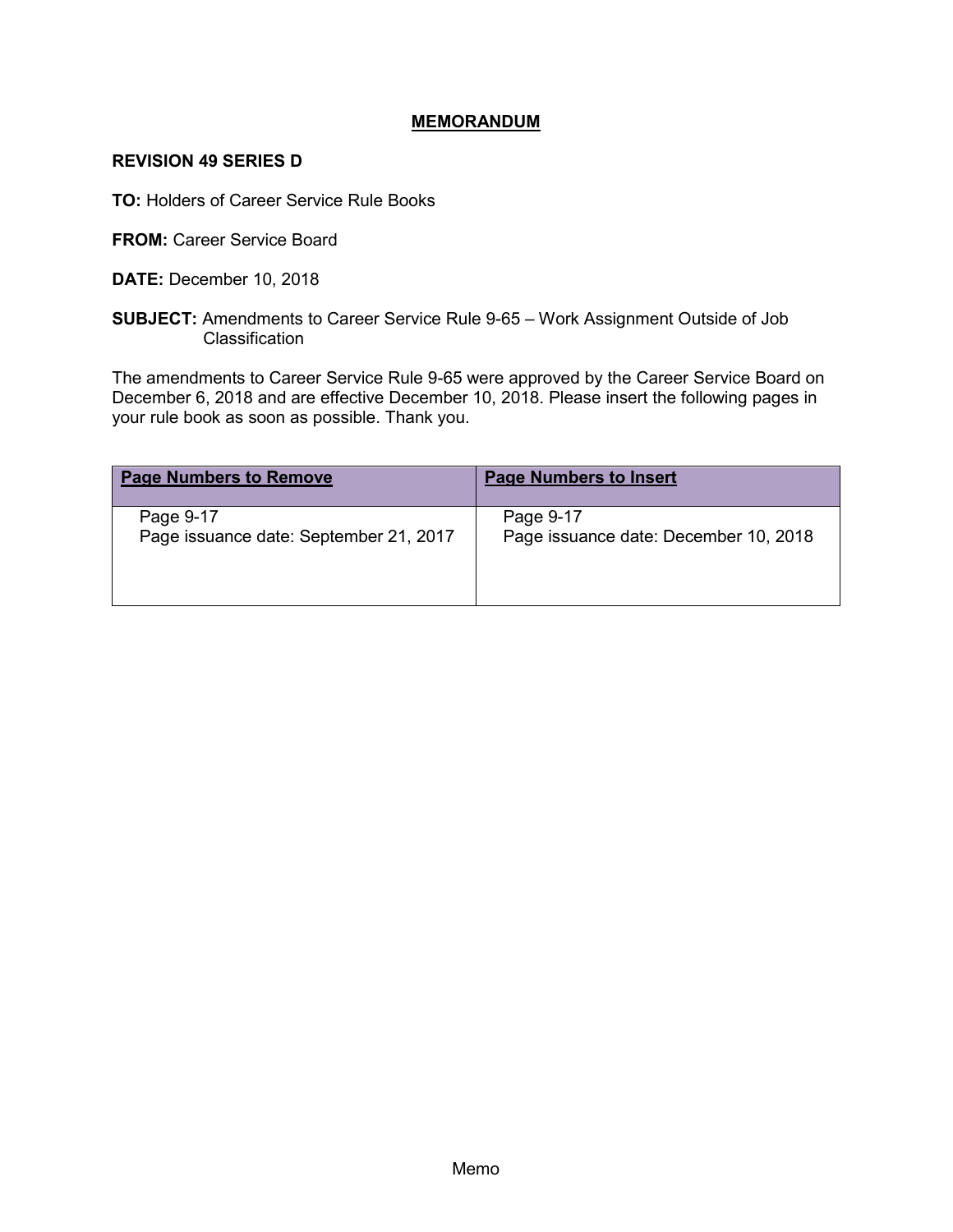# MEMORANDUM

**REVISION 49 SERIES D**

**TO:** Holders of Career Service Rule Books

**FROM:** Career Service Board

**DATE:** December 10, 2018

**SUBJECT:** Amendments to Career Service Rule 9-65 – Work Assignment Outside of Job Classification

The amendments to Career Service Rule 9-65 were approved by the Career Service Board on December 6, 2018 and are effective December 10, 2018. Please insert the following pages in your rule book as soon as possible. Thank you.

| Page Numbers to Remove | Page Numbers to Insert |
|---|---|
| Page 9-17<br>Page issuance date: September 21, 2017 | Page 9-17<br>Page issuance date: December 10, 2018 |

Memo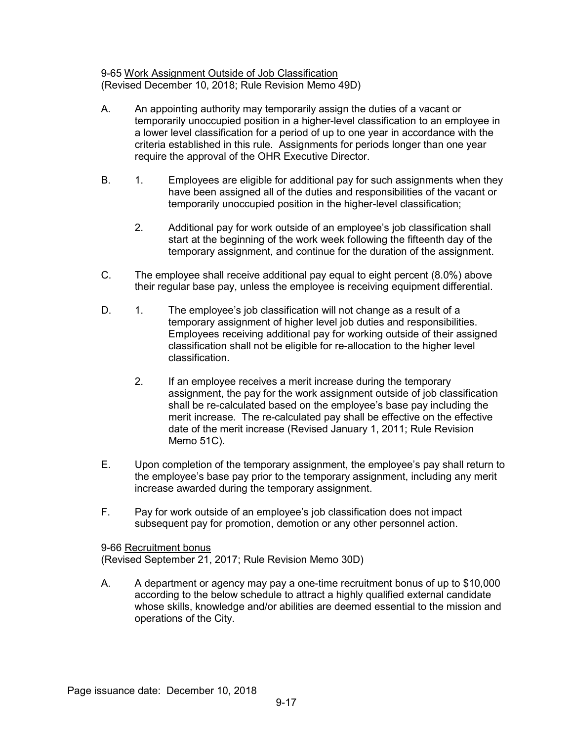9-65 Work Assignment Outside of Job Classification
(Revised December 10, 2018; Rule Revision Memo 49D)

A. An appointing authority may temporarily assign the duties of a vacant or temporarily unoccupied position in a higher-level classification to an employee in a lower level classification for a period of up to one year in accordance with the criteria established in this rule. Assignments for periods longer than one year require the approval of the OHR Executive Director.

B. 1. Employees are eligible for additional pay for such assignments when they have been assigned all of the duties and responsibilities of the vacant or temporarily unoccupied position in the higher-level classification;

   2. Additional pay for work outside of an employee's job classification shall start at the beginning of the work week following the fifteenth day of the temporary assignment, and continue for the duration of the assignment.

C. The employee shall receive additional pay equal to eight percent (8.0%) above their regular base pay, unless the employee is receiving equipment differential.

D. 1. The employee's job classification will not change as a result of a temporary assignment of higher level job duties and responsibilities. Employees receiving additional pay for working outside of their assigned classification shall not be eligible for re-allocation to the higher level classification.

   2. If an employee receives a merit increase during the temporary assignment, the pay for the work assignment outside of job classification shall be re-calculated based on the employee's base pay including the merit increase. The re-calculated pay shall be effective on the effective date of the merit increase (Revised January 1, 2011; Rule Revision Memo 51C).

E. Upon completion of the temporary assignment, the employee's pay shall return to the employee's base pay prior to the temporary assignment, including any merit increase awarded during the temporary assignment.

F. Pay for work outside of an employee's job classification does not impact subsequent pay for promotion, demotion or any other personnel action.

9-66 Recruitment bonus
(Revised September 21, 2017; Rule Revision Memo 30D)

A. A department or agency may pay a one-time recruitment bonus of up to $10,000 according to the below schedule to attract a highly qualified external candidate whose skills, knowledge and/or abilities are deemed essential to the mission and operations of the City.

Page issuance date: December 10, 2018